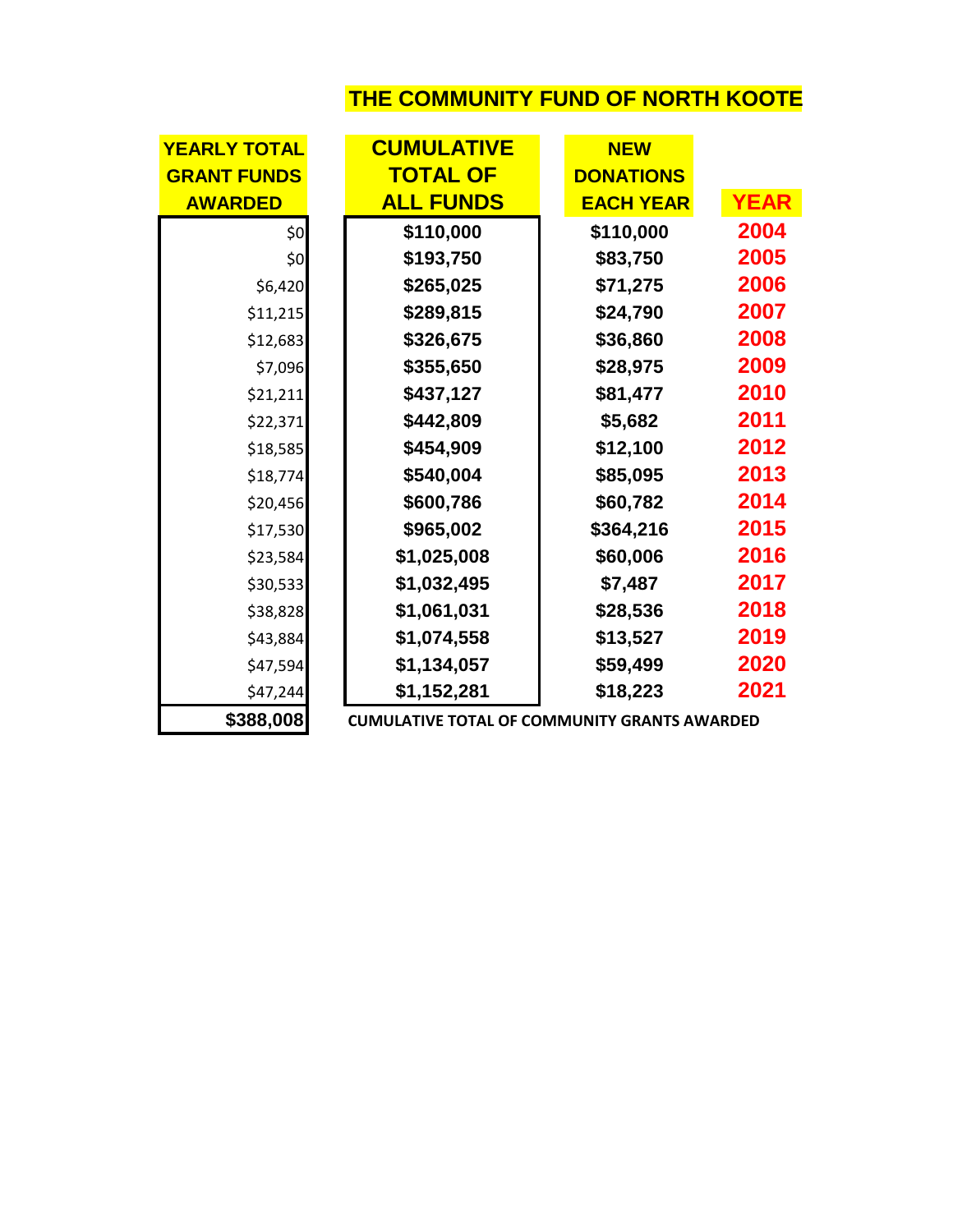# THE COMMUNITY FUND OF NORTH KOOTE

| YEARLY TOTAL GRANT FUNDS AWARDED | CUMULATIVE TOTAL OF ALL FUNDS | NEW DONATIONS EACH YEAR | YEAR |
|---|---|---|---|
| $0 | $110,000 | $110,000 | 2004 |
| $0 | $193,750 | $83,750 | 2005 |
| $6,420 | $265,025 | $71,275 | 2006 |
| $11,215 | $289,815 | $24,790 | 2007 |
| $12,683 | $326,675 | $36,860 | 2008 |
| $7,096 | $355,650 | $28,975 | 2009 |
| $21,211 | $437,127 | $81,477 | 2010 |
| $22,371 | $442,809 | $5,682 | 2011 |
| $18,585 | $454,909 | $12,100 | 2012 |
| $18,774 | $540,004 | $85,095 | 2013 |
| $20,456 | $600,786 | $60,782 | 2014 |
| $17,530 | $965,002 | $364,216 | 2015 |
| $23,584 | $1,025,008 | $60,006 | 2016 |
| $30,533 | $1,032,495 | $7,487 | 2017 |
| $38,828 | $1,061,031 | $28,536 | 2018 |
| $43,884 | $1,074,558 | $13,527 | 2019 |
| $47,594 | $1,134,057 | $59,499 | 2020 |
| $47,244 | $1,152,281 | $18,223 | 2021 |
| **$388,008** | CUMULATIVE TOTAL OF COMMUNITY GRANTS AWARDED | | |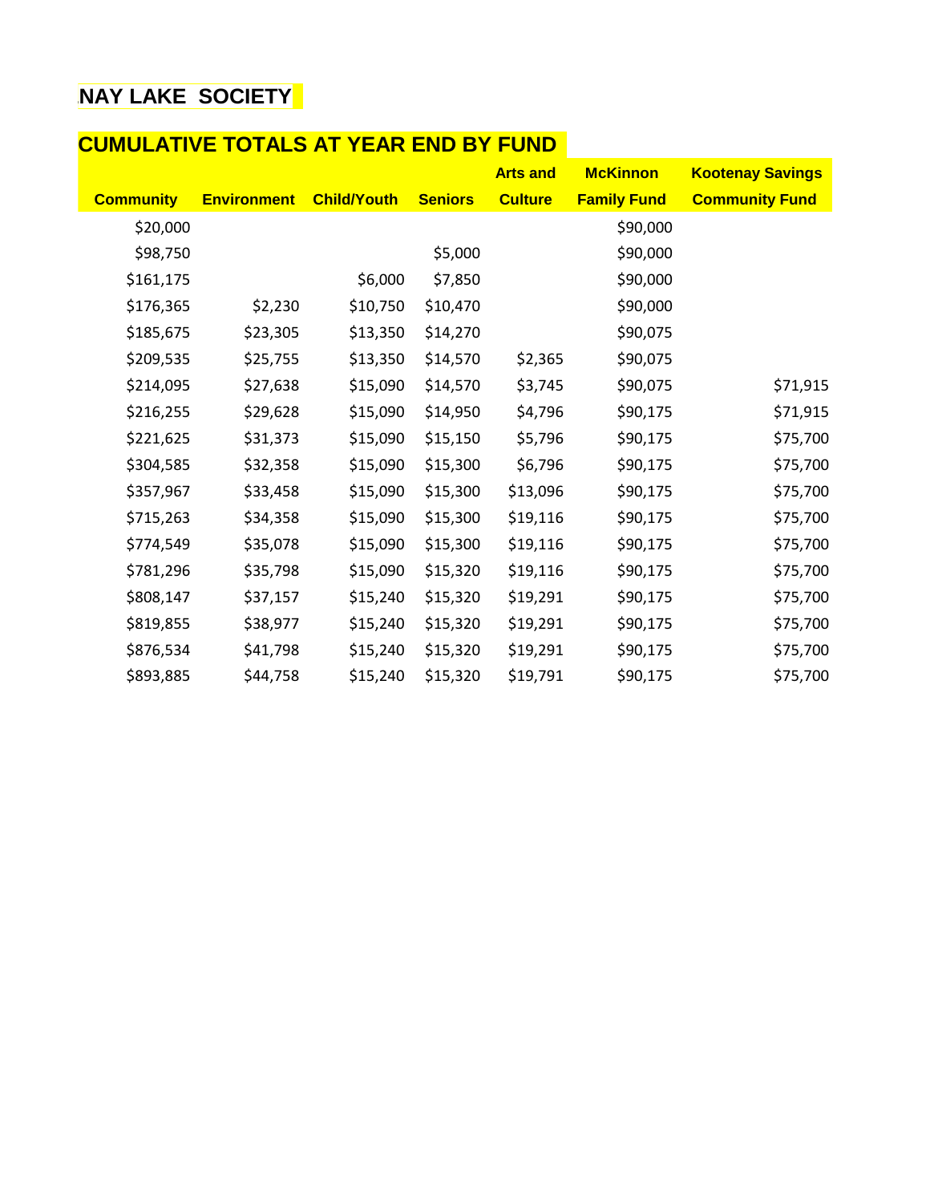## .NAY LAKE SOCIETY

## CUMULATIVE TOTALS AT YEAR END BY FUND

| Community | Environment | Child/Youth | Seniors | Arts and Culture | McKinnon Family Fund | Kootenay Savings Community Fund |
|---|---|---|---|---|---|---|
| $20,000 | | | | | $90,000 | |
| $98,750 | | | $5,000 | | $90,000 | |
| $161,175 | | $6,000 | $7,850 | | $90,000 | |
| $176,365 | $2,230 | $10,750 | $10,470 | | $90,000 | |
| $185,675 | $23,305 | $13,350 | $14,270 | | $90,075 | |
| $209,535 | $25,755 | $13,350 | $14,570 | $2,365 | $90,075 | |
| $214,095 | $27,638 | $15,090 | $14,570 | $3,745 | $90,075 | $71,915 |
| $216,255 | $29,628 | $15,090 | $14,950 | $4,796 | $90,175 | $71,915 |
| $221,625 | $31,373 | $15,090 | $15,150 | $5,796 | $90,175 | $75,700 |
| $304,585 | $32,358 | $15,090 | $15,300 | $6,796 | $90,175 | $75,700 |
| $357,967 | $33,458 | $15,090 | $15,300 | $13,096 | $90,175 | $75,700 |
| $715,263 | $34,358 | $15,090 | $15,300 | $19,116 | $90,175 | $75,700 |
| $774,549 | $35,078 | $15,090 | $15,300 | $19,116 | $90,175 | $75,700 |
| $781,296 | $35,798 | $15,090 | $15,320 | $19,116 | $90,175 | $75,700 |
| $808,147 | $37,157 | $15,240 | $15,320 | $19,291 | $90,175 | $75,700 |
| $819,855 | $38,977 | $15,240 | $15,320 | $19,291 | $90,175 | $75,700 |
| $876,534 | $41,798 | $15,240 | $15,320 | $19,291 | $90,175 | $75,700 |
| $893,885 | $44,758 | $15,240 | $15,320 | $19,791 | $90,175 | $75,700 |